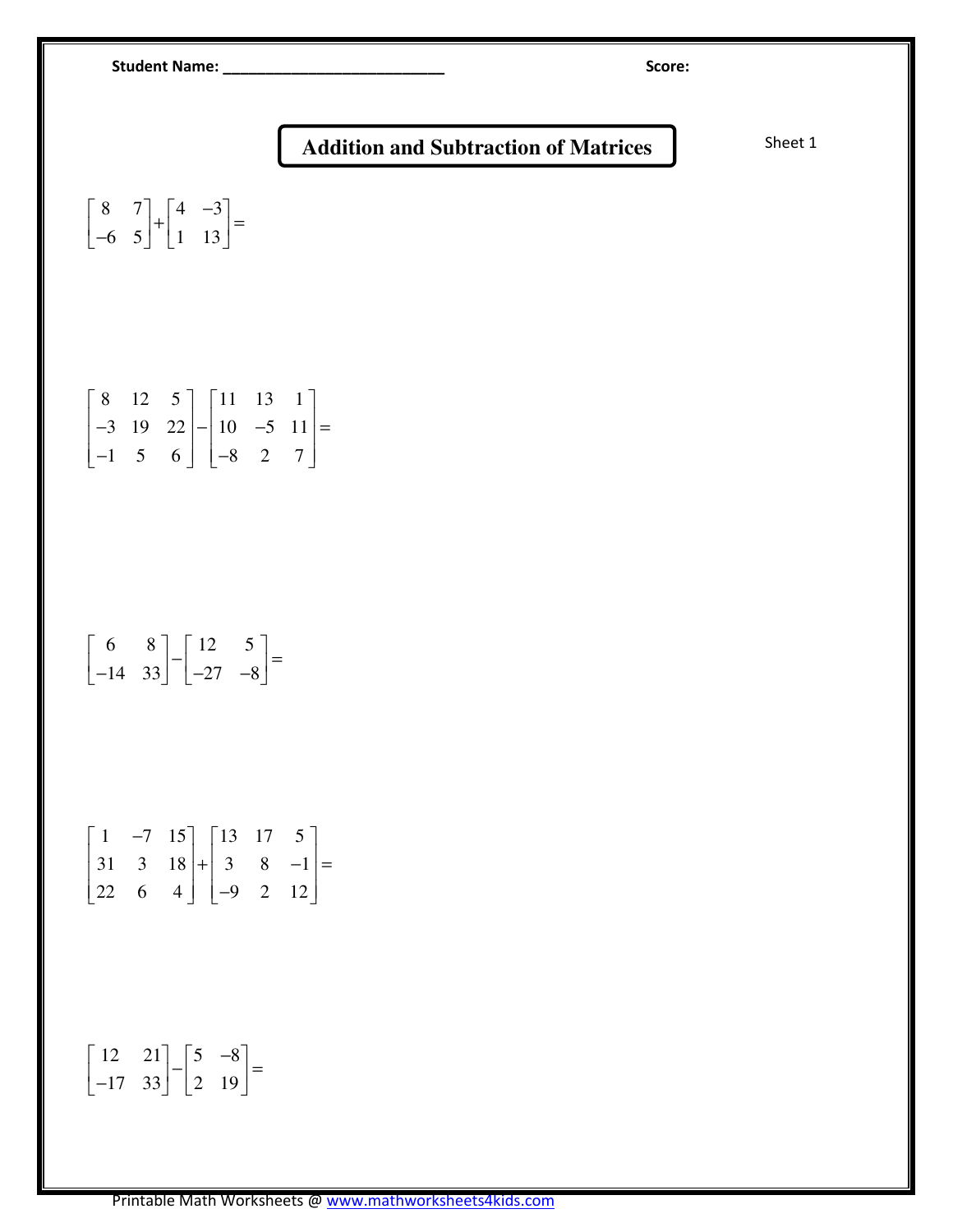Student Name: ___________________________ Score:

# Addition and Subtraction of Matrices

Sheet 1

$$\begin{bmatrix} 8 & 7 \\ -6 & 5 \end{bmatrix} + \begin{bmatrix} 4 & -3 \\ 1 & 13 \end{bmatrix} =$$

$$\begin{bmatrix} 8 & 12 & 5 \\ -3 & 19 & 22 \\ -1 & 5 & 6 \end{bmatrix} - \begin{bmatrix} 11 & 13 & 1 \\ 10 & -5 & 11 \\ -8 & 2 & 7 \end{bmatrix} =$$

$$\begin{bmatrix} 6 & 8 \\ -14 & 33 \end{bmatrix} - \begin{bmatrix} 12 & 5 \\ -27 & -8 \end{bmatrix} =$$

$$\begin{bmatrix} 1 & -7 & 15 \\ 31 & 3 & 18 \\ 22 & 6 & 4 \end{bmatrix} + \begin{bmatrix} 13 & 17 & 5 \\ 3 & 8 & -1 \\ -9 & 2 & 12 \end{bmatrix} =$$

$$\begin{bmatrix} 12 & 21 \\ -17 & 33 \end{bmatrix} - \begin{bmatrix} 5 & -8 \\ 2 & 19 \end{bmatrix} =$$

Printable Math Worksheets @ www.mathworksheets4kids.com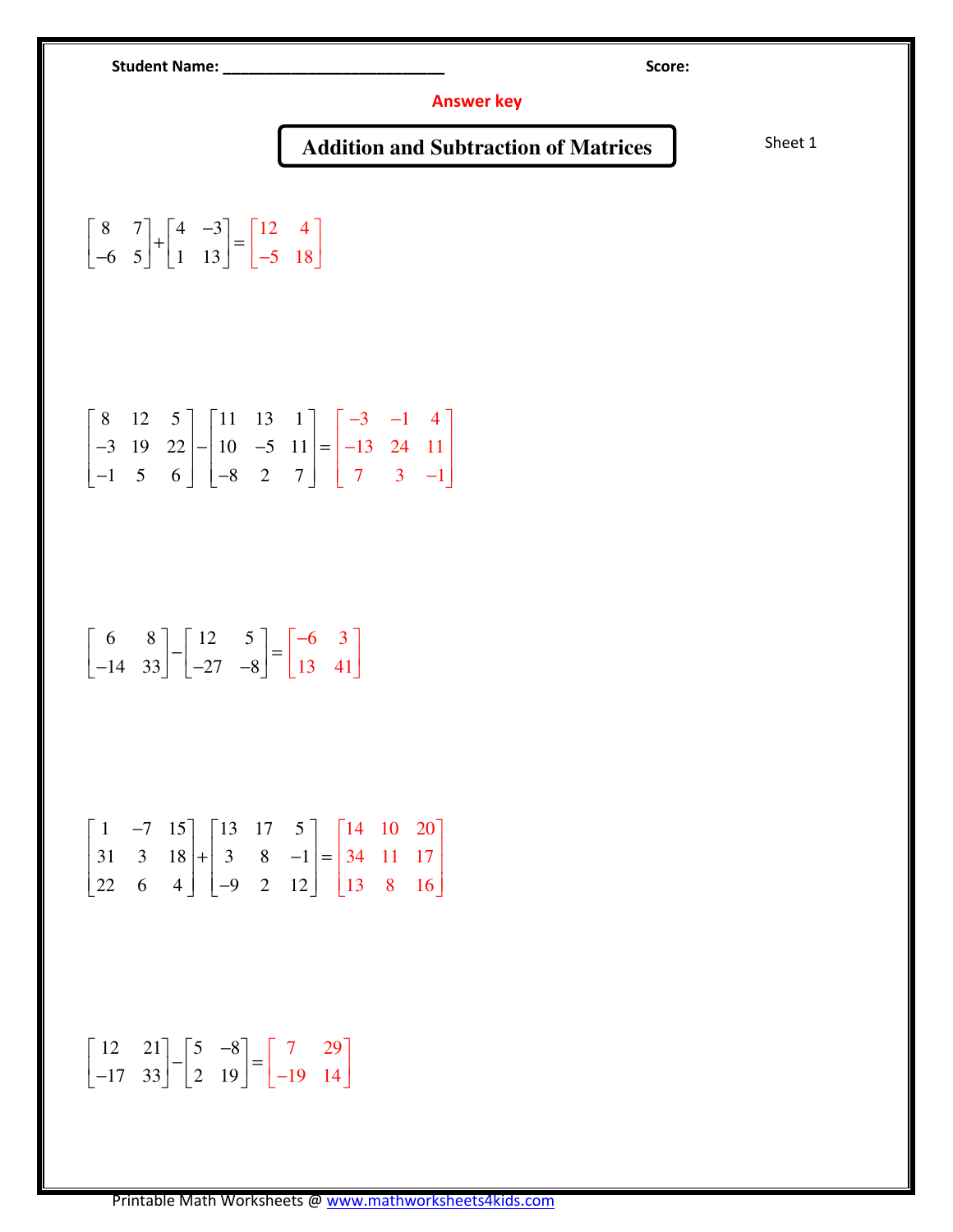Student Name: ___________________________ Score:

Answer key

# Addition and Subtraction of Matrices

Sheet 1

$$\begin{bmatrix} 8 & 7 \\ -6 & 5 \end{bmatrix} + \begin{bmatrix} 4 & -3 \\ 1 & 13 \end{bmatrix} = \begin{bmatrix} 12 & 4 \\ -5 & 18 \end{bmatrix}$$

$$\begin{bmatrix} 8 & 12 & 5 \\ -3 & 19 & 22 \\ -1 & 5 & 6 \end{bmatrix} - \begin{bmatrix} 11 & 13 & 1 \\ 10 & -5 & 11 \\ -8 & 2 & 7 \end{bmatrix} = \begin{bmatrix} -3 & -1 & 4 \\ -13 & 24 & 11 \\ 7 & 3 & -1 \end{bmatrix}$$

$$\begin{bmatrix} 6 & 8 \\ -14 & 33 \end{bmatrix} - \begin{bmatrix} 12 & 5 \\ -27 & -8 \end{bmatrix} = \begin{bmatrix} -6 & 3 \\ 13 & 41 \end{bmatrix}$$

$$\begin{bmatrix} 1 & -7 & 15 \\ 31 & 3 & 18 \\ 22 & 6 & 4 \end{bmatrix} + \begin{bmatrix} 13 & 17 & 5 \\ 3 & 8 & -1 \\ -9 & 2 & 12 \end{bmatrix} = \begin{bmatrix} 14 & 10 & 20 \\ 34 & 11 & 17 \\ 13 & 8 & 16 \end{bmatrix}$$

$$\begin{bmatrix} 12 & 21 \\ -17 & 33 \end{bmatrix} - \begin{bmatrix} 5 & -8 \\ 2 & 19 \end{bmatrix} = \begin{bmatrix} 7 & 29 \\ -19 & 14 \end{bmatrix}$$

Printable Math Worksheets @ www.mathworksheets4kids.com